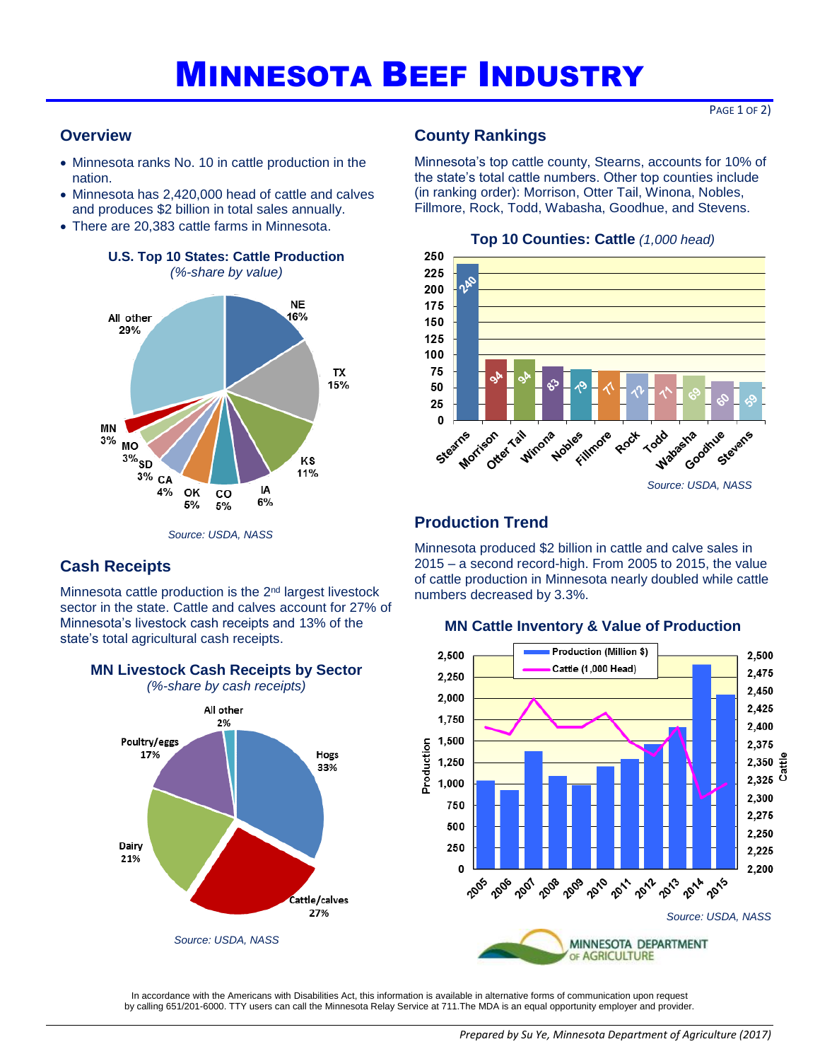# MINNESOTA BEEF INDUSTRY

## Overview

- Minnesota ranks No. 10 in cattle production in the nation.
- Minnesota has 2,420,000 head of cattle and calves and produces $2 billion in total sales annually.
- There are 20,383 cattle farms in Minnesota.

**U.S. Top 10 States: Cattle Production**
*(%-share by value)*

| State | Share |
|---|---|
| NE | 16% |
| TX | 15% |
| KS | 11% |
| IA | 6% |
| CO | 5% |
| OK | 5% |
| CA | 4% |
| SD | 3% |
| MO | 3% |
| MN | 3% |
| All other | 29% |

*Source: USDA, NASS*

## Cash Receipts

Minnesota cattle production is the 2nd largest livestock sector in the state. Cattle and calves account for 27% of Minnesota's livestock cash receipts and 13% of the state's total agricultural cash receipts.

**MN Livestock Cash Receipts by Sector**
*(%-share by cash receipts)*

| Sector | Share |
|---|---|
| Hogs | 33% |
| Cattle/calves | 27% |
| Dairy | 21% |
| Poultry/eggs | 17% |
| All other | 2% |

*Source: USDA, NASS*

## County Rankings

Minnesota's top cattle county, Stearns, accounts for 10% of the state's total cattle numbers. Other top counties include (in ranking order): Morrison, Otter Tail, Winona, Nobles, Fillmore, Rock, Todd, Wabasha, Goodhue, and Stevens.

**Top 10 Counties: Cattle** *(1,000 head)*

| County | Cattle (1,000 head) |
|---|---|
| Stearns | 240 |
| Morrison | 94 |
| Otter Tail | 94 |
| Winona | 83 |
| Nobles | 79 |
| Fillmore | 77 |
| Rock | 72 |
| Todd | 71 |
| Wabasha | 69 |
| Goodhue | 60 |
| Stevens | 59 |

*Source: USDA, NASS*

## Production Trend

Minnesota produced $2 billion in cattle and calve sales in 2015 – a second record-high. From 2005 to 2015, the value of cattle production in Minnesota nearly doubled while cattle numbers decreased by 3.3%.

**MN Cattle Inventory & Value of Production**

(Chart: Production (Million $) bars and Cattle (1,000 Head) line, 2005–2015)

*Source: USDA, NASS*

MINNESOTA DEPARTMENT OF AGRICULTURE

In accordance with the Americans with Disabilities Act, this information is available in alternative forms of communication upon request by calling 651/201-6000. TTY users can call the Minnesota Relay Service at 711.The MDA is an equal opportunity employer and provider.

*Prepared by Su Ye, Minnesota Department of Agriculture (2017)*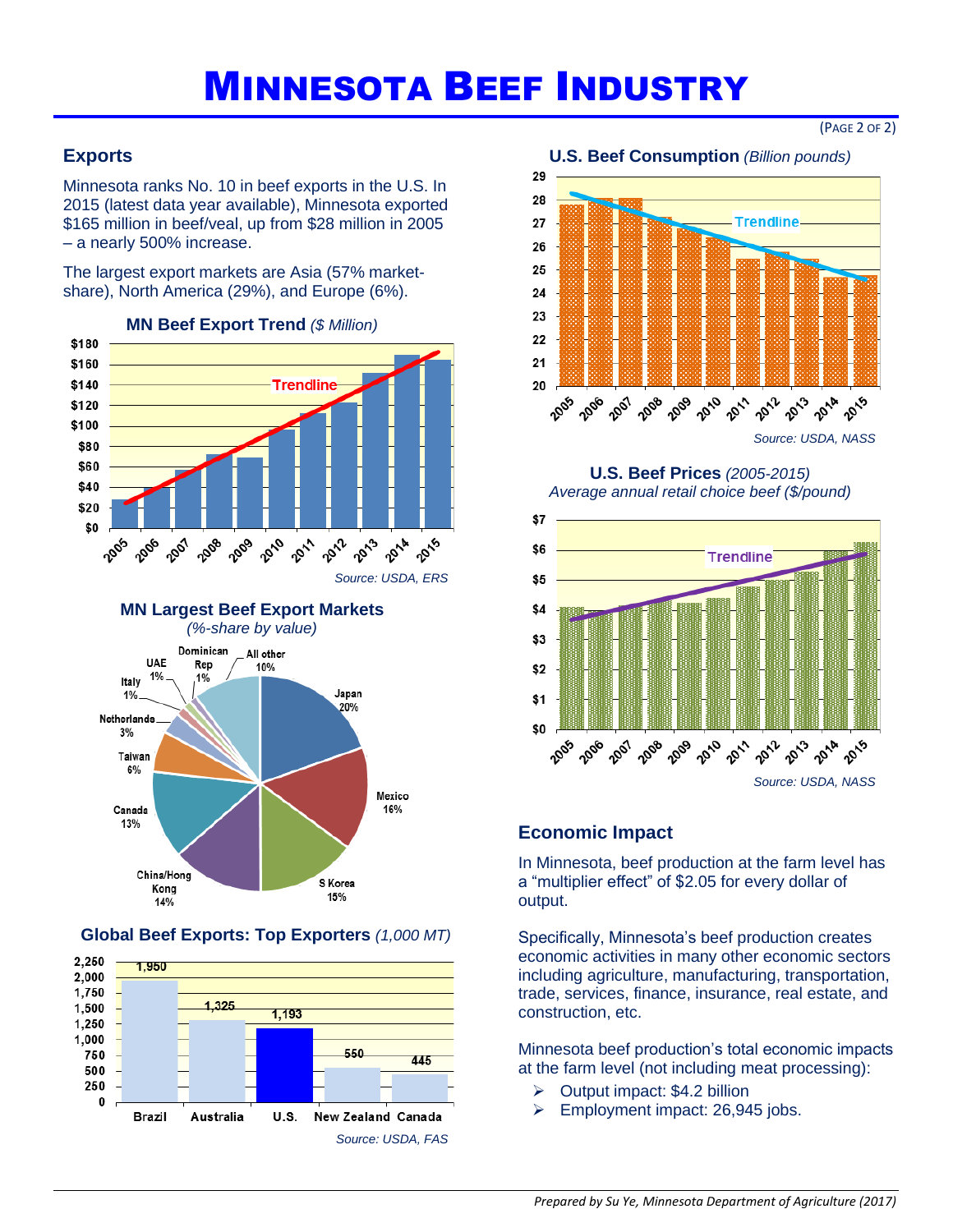# MINNESOTA BEEF INDUSTRY

## Exports

Minnesota ranks No. 10 in beef exports in the U.S. In 2015 (latest data year available), Minnesota exported $165 million in beef/veal, up from $28 million in 2005 – a nearly 500% increase.

The largest export markets are Asia (57% market-share), North America (29%), and Europe (6%).

**MN Beef Export Trend** *($ Million)*

$180
$160
$140
$120
$100
$80
$60
$40
$20
$0

Trendline

2005 2006 2007 2008 2009 2010 2011 2012 2013 2014 2015

*Source: USDA, ERS*

**MN Largest Beef Export Markets**
*(%-share by value)*

Japan 20%
Mexico 16%
S Korea 15%
China/Hong Kong 14%
Canada 13%
Taiwan 6%
Netherlands 3%
Italy 1%
UAE 1%
Dominican Rep 1%
All other 10%

**Global Beef Exports: Top Exporters** *(1,000 MT)*

2,250
2,000
1,750
1,500
1,250
1,000
750
500
250
0

1,950
1,325
1,193
550
445

Brazil Australia U.S. New Zealand Canada

*Source: USDA, FAS*

**U.S. Beef Consumption** *(Billion pounds)*

29
28
27
26
25
24
23
22
21
20

Trendline

2005 2006 2007 2008 2009 2010 2011 2012 2013 2014 2015

*Source: USDA, NASS*

**U.S. Beef Prices** *(2005-2015)*
*Average annual retail choice beef ($/pound)*

$7
$6
$5
$4
$3
$2
$1
$0

Trendline

2005 2006 2007 2008 2009 2010 2011 2012 2013 2014 2015

*Source: USDA, NASS*

## Economic Impact

In Minnesota, beef production at the farm level has a "multiplier effect" of $2.05 for every dollar of output.

Specifically, Minnesota's beef production creates economic activities in many other economic sectors including agriculture, manufacturing, transportation, trade, services, finance, insurance, real estate, and construction, etc.

Minnesota beef production's total economic impacts at the farm level (not including meat processing):

- Output impact: $4.2 billion
- Employment impact: 26,945 jobs.

*Prepared by Su Ye, Minnesota Department of Agriculture (2017)*